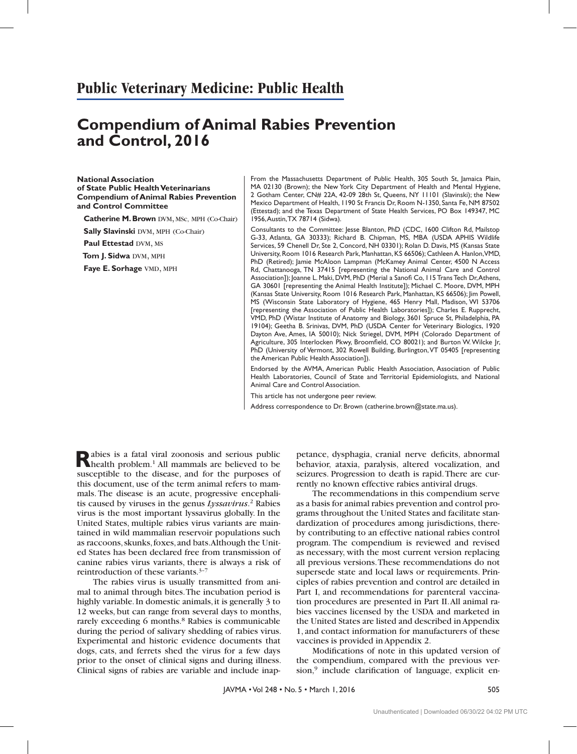## Public Veterinary Medicine: Public Health

# Compendium of Animal Rabies Prevention and Control, 2016

**National Association of State Public Health Veterinarians Compendium of Animal Rabies Prevention and Control Committee**

**Catherine M. Brown** DVM, MSc, MPH (Co-Chair)

**Sally Slavinski** DVM, MPH (Co-Chair)

**Paul Ettestad** DVM, MS

**Tom J. Sidwa** DVM, MPH

**Faye E. Sorhage** VMD, MPH

From the Massachusetts Department of Public Health, 305 South St, Jamaica Plain, MA 02130 (Brown); the New York City Department of Health and Mental Hygiene, 2 Gotham Center, CN# 22A, 42-09 28th St, Queens, NY 11101 (Slavinski); the New Mexico Department of Health, 1190 St Francis Dr, Room N-1350, Santa Fe, NM 87502 (Ettestad); and the Texas Department of State Health Services, PO Box 149347, MC 1956, Austin, TX 78714 (Sidwa).

Consultants to the Committee: Jesse Blanton, PhD (CDC, 1600 Clifton Rd, Mailstop G-33, Atlanta, GA 30333); Richard B. Chipman, MS, MBA (USDA APHIS Wildlife Services, 59 Chenell Dr, Ste 2, Concord, NH 03301); Rolan D. Davis, MS (Kansas State University, Room 1016 Research Park, Manhattan, KS 66506); Cathleen A. Hanlon, VMD, PhD (Retired); Jamie McAloon Lampman (McKamey Animal Center, 4500 N Access Rd, Chattanooga, TN 37415 [representing the National Animal Care and Control Association]); Joanne L. Maki, DVM, PhD (Merial a Sanofi Co, 115 Trans Tech Dr, Athens, GA 30601 [representing the Animal Health Institute]); Michael C. Moore, DVM, MPH (Kansas State University, Room 1016 Research Park, Manhattan, KS 66506); Jim Powell, MS (Wisconsin State Laboratory of Hygiene, 465 Henry Mall, Madison, WI 53706 [representing the Association of Public Health Laboratories]); Charles E. Rupprecht, VMD, PhD (Wistar Institute of Anatomy and Biology, 3601 Spruce St, Philadelphia, PA 19104); Geetha B. Srinivas, DVM, PhD (USDA Center for Veterinary Biologics, 1920 Dayton Ave, Ames, IA 50010); Nick Striegel, DVM, MPH (Colorado Department of Agriculture, 305 Interlocken Pkwy, Broomfield, CO 80021); and Burton W. Wilcke Jr, PhD (University of Vermont, 302 Rowell Building, Burlington, VT 05405 [representing the American Public Health Association]).

Endorsed by the AVMA, American Public Health Association, Association of Public Health Laboratories, Council of State and Territorial Epidemiologists, and National Animal Care and Control Association.

This article has not undergone peer review.

Address correspondence to Dr. Brown (catherine.brown@state.ma.us).

Rabies is a fatal viral zoonosis and serious public health problem.[1] All mammals are believed to be susceptible to the disease, and for the purposes of this document, use of the term animal refers to mammals. The disease is an acute, progressive encephalitis caused by viruses in the genus *Lyssavirus*.[2] Rabies virus is the most important lyssavirus globally. In the United States, multiple rabies virus variants are maintained in wild mammalian reservoir populations such as raccoons, skunks, foxes, and bats. Although the United States has been declared free from transmission of canine rabies virus variants, there is always a risk of reintroduction of these variants.[3–7]

The rabies virus is usually transmitted from animal to animal through bites. The incubation period is highly variable. In domestic animals, it is generally 3 to 12 weeks, but can range from several days to months, rarely exceeding 6 months.[8] Rabies is communicable during the period of salivary shedding of rabies virus. Experimental and historic evidence documents that dogs, cats, and ferrets shed the virus for a few days prior to the onset of clinical signs and during illness. Clinical signs of rabies are variable and include inappetance, dysphagia, cranial nerve deficits, abnormal behavior, ataxia, paralysis, altered vocalization, and seizures. Progression to death is rapid. There are currently no known effective rabies antiviral drugs.

The recommendations in this compendium serve as a basis for animal rabies prevention and control programs throughout the United States and facilitate standardization of procedures among jurisdictions, thereby contributing to an effective national rabies control program. The compendium is reviewed and revised as necessary, with the most current version replacing all previous versions. These recommendations do not supersede state and local laws or requirements. Principles of rabies prevention and control are detailed in Part I, and recommendations for parenteral vaccination procedures are presented in Part II. All animal rabies vaccines licensed by the USDA and marketed in the United States are listed and described in Appendix 1, and contact information for manufacturers of these vaccines is provided in Appendix 2.

Modifications of note in this updated version of the compendium, compared with the previous version,[9] include clarification of language, explicit en-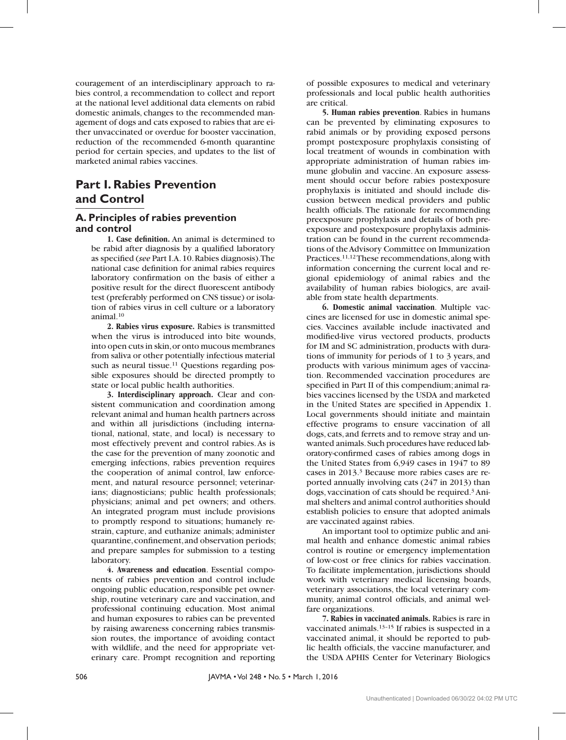couragement of an interdisciplinary approach to rabies control, a recommendation to collect and report at the national level additional data elements on rabid domestic animals, changes to the recommended management of dogs and cats exposed to rabies that are either unvaccinated or overdue for booster vaccination, reduction of the recommended 6-month quarantine period for certain species, and updates to the list of marketed animal rabies vaccines.

# Part I. Rabies Prevention and Control

## A. Principles of rabies prevention and control

**1. Case definition.** An animal is determined to be rabid after diagnosis by a qualified laboratory as specified (*see* Part I.A. 10. Rabies diagnosis). The national case definition for animal rabies requires laboratory confirmation on the basis of either a positive result for the direct fluorescent antibody test (preferably performed on CNS tissue) or isolation of rabies virus in cell culture or a laboratory animal.[10]

**2. Rabies virus exposure.** Rabies is transmitted when the virus is introduced into bite wounds, into open cuts in skin, or onto mucous membranes from saliva or other potentially infectious material such as neural tissue.[11] Questions regarding possible exposures should be directed promptly to state or local public health authorities.

**3. Interdisciplinary approach.** Clear and consistent communication and coordination among relevant animal and human health partners across and within all jurisdictions (including international, national, state, and local) is necessary to most effectively prevent and control rabies. As is the case for the prevention of many zoonotic and emerging infections, rabies prevention requires the cooperation of animal control, law enforcement, and natural resource personnel; veterinarians; diagnosticians; public health professionals; physicians; animal and pet owners; and others. An integrated program must include provisions to promptly respond to situations; humanely restrain, capture, and euthanize animals; administer quarantine, confinement, and observation periods; and prepare samples for submission to a testing laboratory.

**4. Awareness and education**. Essential components of rabies prevention and control include ongoing public education, responsible pet ownership, routine veterinary care and vaccination, and professional continuing education. Most animal and human exposures to rabies can be prevented by raising awareness concerning rabies transmission routes, the importance of avoiding contact with wildlife, and the need for appropriate veterinary care. Prompt recognition and reporting of possible exposures to medical and veterinary professionals and local public health authorities are critical.

**5. Human rabies prevention**. Rabies in humans can be prevented by eliminating exposures to rabid animals or by providing exposed persons prompt postexposure prophylaxis consisting of local treatment of wounds in combination with appropriate administration of human rabies immune globulin and vaccine. An exposure assessment should occur before rabies postexposure prophylaxis is initiated and should include discussion between medical providers and public health officials. The rationale for recommending preexposure prophylaxis and details of both preexposure and postexposure prophylaxis administration can be found in the current recommendations of the Advisory Committee on Immunization Practices.[11,12] These recommendations, along with information concerning the current local and regional epidemiology of animal rabies and the availability of human rabies biologics, are available from state health departments.

**6. Domestic animal vaccination**. Multiple vaccines are licensed for use in domestic animal species. Vaccines available include inactivated and modified-live virus vectored products, products for IM and SC administration, products with durations of immunity for periods of 1 to 3 years, and products with various minimum ages of vaccination. Recommended vaccination procedures are specified in Part II of this compendium; animal rabies vaccines licensed by the USDA and marketed in the United States are specified in Appendix 1. Local governments should initiate and maintain effective programs to ensure vaccination of all dogs, cats, and ferrets and to remove stray and unwanted animals. Such procedures have reduced laboratory-confirmed cases of rabies among dogs in the United States from 6,949 cases in 1947 to 89 cases in 2013.[3] Because more rabies cases are reported annually involving cats (247 in 2013) than dogs, vaccination of cats should be required.[3] Animal shelters and animal control authorities should establish policies to ensure that adopted animals are vaccinated against rabies.

An important tool to optimize public and animal health and enhance domestic animal rabies control is routine or emergency implementation of low-cost or free clinics for rabies vaccination. To facilitate implementation, jurisdictions should work with veterinary medical licensing boards, veterinary associations, the local veterinary community, animal control officials, and animal welfare organizations.

**7. Rabies in vaccinated animals.** Rabies is rare in vaccinated animals.[13–15] If rabies is suspected in a vaccinated animal, it should be reported to public health officials, the vaccine manufacturer, and the USDA APHIS Center for Veterinary Biologics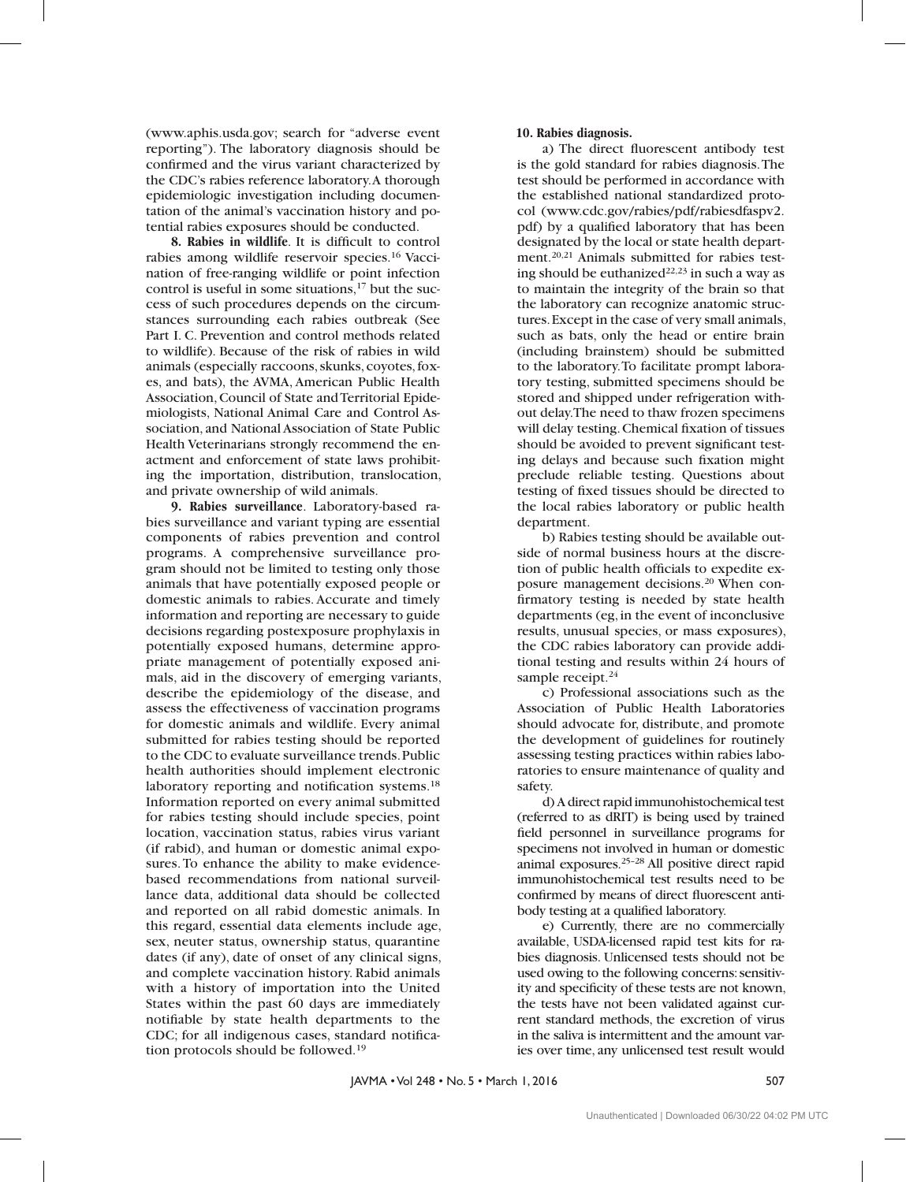(www.aphis.usda.gov; search for "adverse event reporting"). The laboratory diagnosis should be confirmed and the virus variant characterized by the CDC's rabies reference laboratory. A thorough epidemiologic investigation including documentation of the animal's vaccination history and potential rabies exposures should be conducted.

**8. Rabies in wildlife**. It is difficult to control rabies among wildlife reservoir species.[16] Vaccination of free-ranging wildlife or point infection control is useful in some situations,[17] but the success of such procedures depends on the circumstances surrounding each rabies outbreak (See Part I. C. Prevention and control methods related to wildlife). Because of the risk of rabies in wild animals (especially raccoons, skunks, coyotes, foxes, and bats), the AVMA, American Public Health Association, Council of State and Territorial Epidemiologists, National Animal Care and Control Association, and National Association of State Public Health Veterinarians strongly recommend the enactment and enforcement of state laws prohibiting the importation, distribution, translocation, and private ownership of wild animals.

**9. Rabies surveillance**. Laboratory-based rabies surveillance and variant typing are essential components of rabies prevention and control programs. A comprehensive surveillance program should not be limited to testing only those animals that have potentially exposed people or domestic animals to rabies. Accurate and timely information and reporting are necessary to guide decisions regarding postexposure prophylaxis in potentially exposed humans, determine appropriate management of potentially exposed animals, aid in the discovery of emerging variants, describe the epidemiology of the disease, and assess the effectiveness of vaccination programs for domestic animals and wildlife. Every animal submitted for rabies testing should be reported to the CDC to evaluate surveillance trends. Public health authorities should implement electronic laboratory reporting and notification systems.[18] Information reported on every animal submitted for rabies testing should include species, point location, vaccination status, rabies virus variant (if rabid), and human or domestic animal exposures. To enhance the ability to make evidence-based recommendations from national surveillance data, additional data should be collected and reported on all rabid domestic animals. In this regard, essential data elements include age, sex, neuter status, ownership status, quarantine dates (if any), date of onset of any clinical signs, and complete vaccination history. Rabid animals with a history of importation into the United States within the past 60 days are immediately notifiable by state health departments to the CDC; for all indigenous cases, standard notification protocols should be followed.[19]

**10. Rabies diagnosis.**

a) The direct fluorescent antibody test is the gold standard for rabies diagnosis. The test should be performed in accordance with the established national standardized protocol (www.cdc.gov/rabies/pdf/rabiesdfaspv2.pdf) by a qualified laboratory that has been designated by the local or state health department.[20,21] Animals submitted for rabies testing should be euthanized[22,23] in such a way as to maintain the integrity of the brain so that the laboratory can recognize anatomic structures. Except in the case of very small animals, such as bats, only the head or entire brain (including brainstem) should be submitted to the laboratory. To facilitate prompt laboratory testing, submitted specimens should be stored and shipped under refrigeration without delay. The need to thaw frozen specimens will delay testing. Chemical fixation of tissues should be avoided to prevent significant testing delays and because such fixation might preclude reliable testing. Questions about testing of fixed tissues should be directed to the local rabies laboratory or public health department.

b) Rabies testing should be available outside of normal business hours at the discretion of public health officials to expedite exposure management decisions.[20] When confirmatory testing is needed by state health departments (eg, in the event of inconclusive results, unusual species, or mass exposures), the CDC rabies laboratory can provide additional testing and results within 24 hours of sample receipt.[24]

c) Professional associations such as the Association of Public Health Laboratories should advocate for, distribute, and promote the development of guidelines for routinely assessing testing practices within rabies laboratories to ensure maintenance of quality and safety.

d) A direct rapid immunohistochemical test (referred to as dRIT) is being used by trained field personnel in surveillance programs for specimens not involved in human or domestic animal exposures.[25–28] All positive direct rapid immunohistochemical test results need to be confirmed by means of direct fluorescent antibody testing at a qualified laboratory.

e) Currently, there are no commercially available, USDA-licensed rapid test kits for rabies diagnosis. Unlicensed tests should not be used owing to the following concerns: sensitivity and specificity of these tests are not known, the tests have not been validated against current standard methods, the excretion of virus in the saliva is intermittent and the amount varies over time, any unlicensed test result would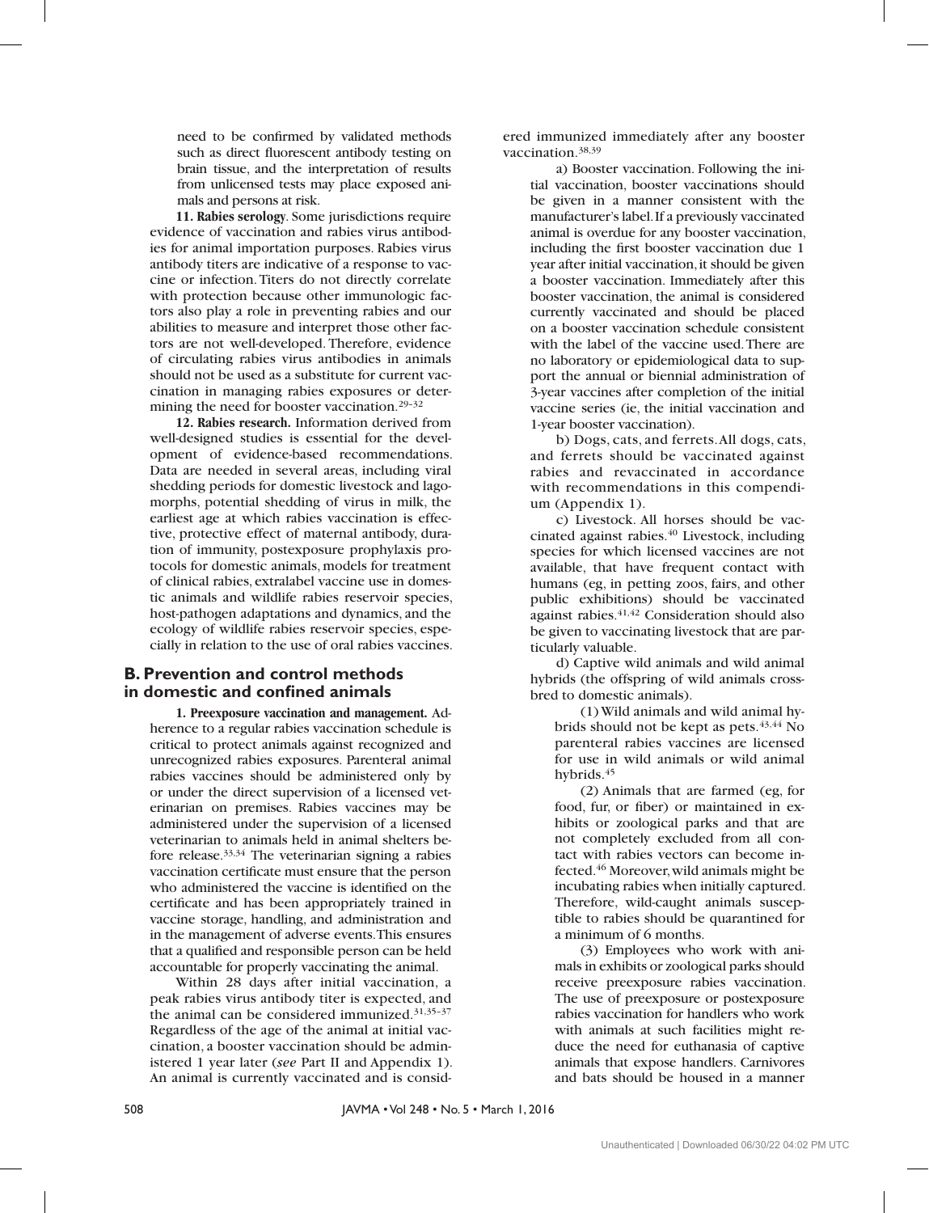need to be confirmed by validated methods such as direct fluorescent antibody testing on brain tissue, and the interpretation of results from unlicensed tests may place exposed animals and persons at risk.

**11. Rabies serology**. Some jurisdictions require evidence of vaccination and rabies virus antibodies for animal importation purposes. Rabies virus antibody titers are indicative of a response to vaccine or infection. Titers do not directly correlate with protection because other immunologic factors also play a role in preventing rabies and our abilities to measure and interpret those other factors are not well-developed. Therefore, evidence of circulating rabies virus antibodies in animals should not be used as a substitute for current vaccination in managing rabies exposures or determining the need for booster vaccination.[29–32]

**12. Rabies research.** Information derived from well-designed studies is essential for the development of evidence-based recommendations. Data are needed in several areas, including viral shedding periods for domestic livestock and lagomorphs, potential shedding of virus in milk, the earliest age at which rabies vaccination is effective, protective effect of maternal antibody, duration of immunity, postexposure prophylaxis protocols for domestic animals, models for treatment of clinical rabies, extralabel vaccine use in domestic animals and wildlife rabies reservoir species, host-pathogen adaptations and dynamics, and the ecology of wildlife rabies reservoir species, especially in relation to the use of oral rabies vaccines.

## B. Prevention and control methods in domestic and confined animals

**1. Preexposure vaccination and management.** Adherence to a regular rabies vaccination schedule is critical to protect animals against recognized and unrecognized rabies exposures. Parenteral animal rabies vaccines should be administered only by or under the direct supervision of a licensed veterinarian on premises. Rabies vaccines may be administered under the supervision of a licensed veterinarian to animals held in animal shelters before release.[33,34] The veterinarian signing a rabies vaccination certificate must ensure that the person who administered the vaccine is identified on the certificate and has been appropriately trained in vaccine storage, handling, and administration and in the management of adverse events. This ensures that a qualified and responsible person can be held accountable for properly vaccinating the animal.

Within 28 days after initial vaccination, a peak rabies virus antibody titer is expected, and the animal can be considered immunized.[31,35–37] Regardless of the age of the animal at initial vaccination, a booster vaccination should be administered 1 year later (*see* Part II and Appendix 1). An animal is currently vaccinated and is considered immunized immediately after any booster vaccination.[38,39]

a) Booster vaccination. Following the initial vaccination, booster vaccinations should be given in a manner consistent with the manufacturer's label. If a previously vaccinated animal is overdue for any booster vaccination, including the first booster vaccination due 1 year after initial vaccination, it should be given a booster vaccination. Immediately after this booster vaccination, the animal is considered currently vaccinated and should be placed on a booster vaccination schedule consistent with the label of the vaccine used. There are no laboratory or epidemiological data to support the annual or biennial administration of 3-year vaccines after completion of the initial vaccine series (ie, the initial vaccination and 1-year booster vaccination).

b) Dogs, cats, and ferrets. All dogs, cats, and ferrets should be vaccinated against rabies and revaccinated in accordance with recommendations in this compendium (Appendix 1).

c) Livestock. All horses should be vaccinated against rabies.[40] Livestock, including species for which licensed vaccines are not available, that have frequent contact with humans (eg, in petting zoos, fairs, and other public exhibitions) should be vaccinated against rabies.[41,42] Consideration should also be given to vaccinating livestock that are particularly valuable.

d) Captive wild animals and wild animal hybrids (the offspring of wild animals crossbred to domestic animals).

(1) Wild animals and wild animal hybrids should not be kept as pets.[43,44] No parenteral rabies vaccines are licensed for use in wild animals or wild animal hybrids.[45]

(2) Animals that are farmed (eg, for food, fur, or fiber) or maintained in exhibits or zoological parks and that are not completely excluded from all contact with rabies vectors can become infected.[46] Moreover, wild animals might be incubating rabies when initially captured. Therefore, wild-caught animals susceptible to rabies should be quarantined for a minimum of 6 months.

(3) Employees who work with animals in exhibits or zoological parks should receive preexposure rabies vaccination. The use of preexposure or postexposure rabies vaccination for handlers who work with animals at such facilities might reduce the need for euthanasia of captive animals that expose handlers. Carnivores and bats should be housed in a manner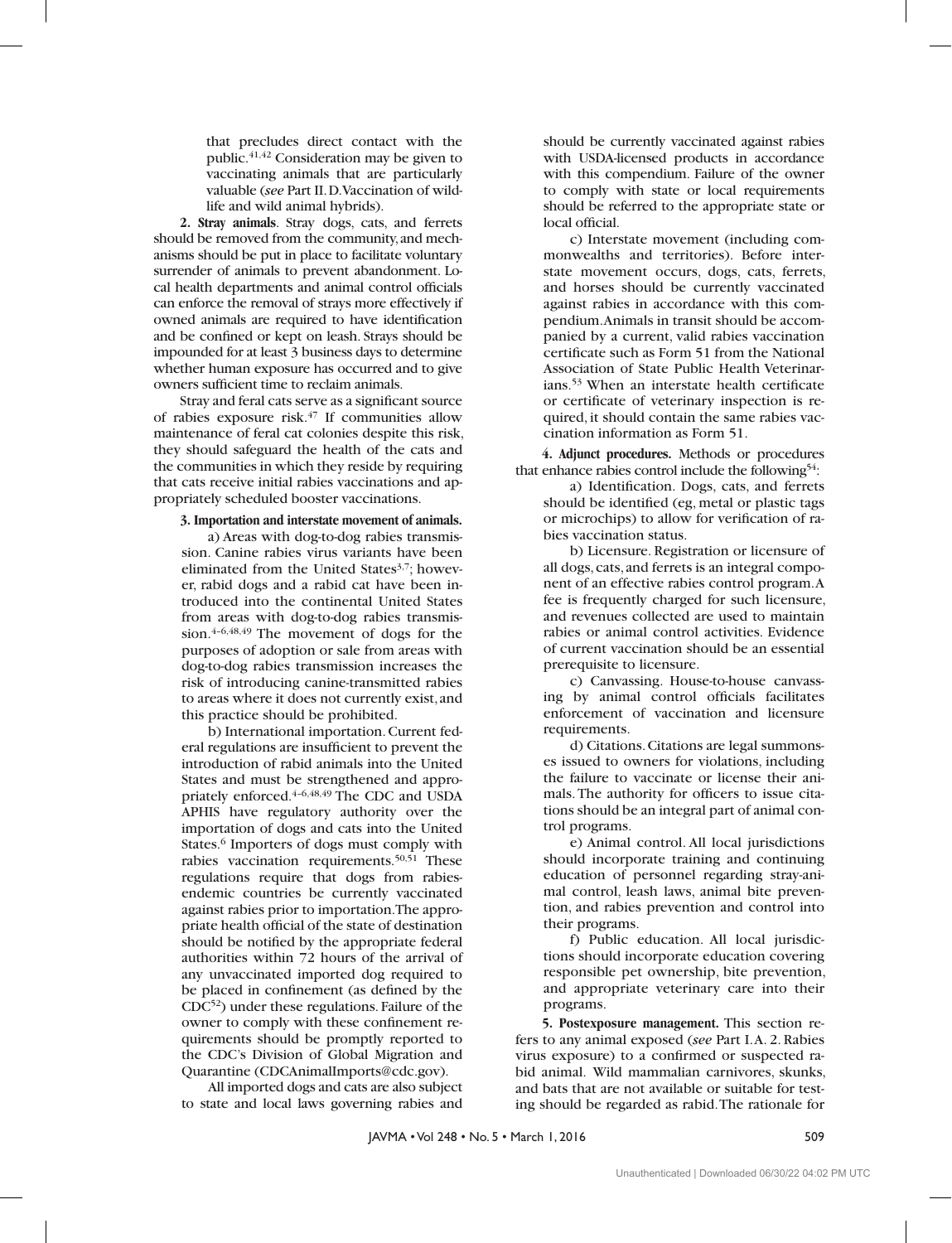that precludes direct contact with the public.[41,42] Consideration may be given to vaccinating animals that are particularly valuable (*see* Part II. D. Vaccination of wildlife and wild animal hybrids).

**2. Stray animals**. Stray dogs, cats, and ferrets should be removed from the community, and mechanisms should be put in place to facilitate voluntary surrender of animals to prevent abandonment. Local health departments and animal control officials can enforce the removal of strays more effectively if owned animals are required to have identification and be confined or kept on leash. Strays should be impounded for at least 3 business days to determine whether human exposure has occurred and to give owners sufficient time to reclaim animals.

Stray and feral cats serve as a significant source of rabies exposure risk.[47] If communities allow maintenance of feral cat colonies despite this risk, they should safeguard the health of the cats and the communities in which they reside by requiring that cats receive initial rabies vaccinations and appropriately scheduled booster vaccinations.

**3. Importation and interstate movement of animals.**

a) Areas with dog-to-dog rabies transmission. Canine rabies virus variants have been eliminated from the United States[3,7]; however, rabid dogs and a rabid cat have been introduced into the continental United States from areas with dog-to-dog rabies transmission.[4–6,48,49] The movement of dogs for the purposes of adoption or sale from areas with dog-to-dog rabies transmission increases the risk of introducing canine-transmitted rabies to areas where it does not currently exist, and this practice should be prohibited.

b) International importation. Current federal regulations are insufficient to prevent the introduction of rabid animals into the United States and must be strengthened and appropriately enforced.[4–6,48,49] The CDC and USDA APHIS have regulatory authority over the importation of dogs and cats into the United States.[6] Importers of dogs must comply with rabies vaccination requirements.[50,51] These regulations require that dogs from rabies-endemic countries be currently vaccinated against rabies prior to importation. The appropriate health official of the state of destination should be notified by the appropriate federal authorities within 72 hours of the arrival of any unvaccinated imported dog required to be placed in confinement (as defined by the CDC[52]) under these regulations. Failure of the owner to comply with these confinement requirements should be promptly reported to the CDC's Division of Global Migration and Quarantine (CDCAnimalImports@cdc.gov).

All imported dogs and cats are also subject to state and local laws governing rabies and should be currently vaccinated against rabies with USDA-licensed products in accordance with this compendium. Failure of the owner to comply with state or local requirements should be referred to the appropriate state or local official.

c) Interstate movement (including commonwealths and territories). Before interstate movement occurs, dogs, cats, ferrets, and horses should be currently vaccinated against rabies in accordance with this compendium. Animals in transit should be accompanied by a current, valid rabies vaccination certificate such as Form 51 from the National Association of State Public Health Veterinarians.[53] When an interstate health certificate or certificate of veterinary inspection is required, it should contain the same rabies vaccination information as Form 51.

**4. Adjunct procedures.** Methods or procedures that enhance rabies control include the following[54]:

a) Identification. Dogs, cats, and ferrets should be identified (eg, metal or plastic tags or microchips) to allow for verification of rabies vaccination status.

b) Licensure. Registration or licensure of all dogs, cats, and ferrets is an integral component of an effective rabies control program. A fee is frequently charged for such licensure, and revenues collected are used to maintain rabies or animal control activities. Evidence of current vaccination should be an essential prerequisite to licensure.

c) Canvassing. House-to-house canvassing by animal control officials facilitates enforcement of vaccination and licensure requirements.

d) Citations. Citations are legal summonses issued to owners for violations, including the failure to vaccinate or license their animals. The authority for officers to issue citations should be an integral part of animal control programs.

e) Animal control. All local jurisdictions should incorporate training and continuing education of personnel regarding stray-animal control, leash laws, animal bite prevention, and rabies prevention and control into their programs.

f) Public education. All local jurisdictions should incorporate education covering responsible pet ownership, bite prevention, and appropriate veterinary care into their programs.

**5. Postexposure management.** This section refers to any animal exposed (*see* Part I. A. 2. Rabies virus exposure) to a confirmed or suspected rabid animal. Wild mammalian carnivores, skunks, and bats that are not available or suitable for testing should be regarded as rabid. The rationale for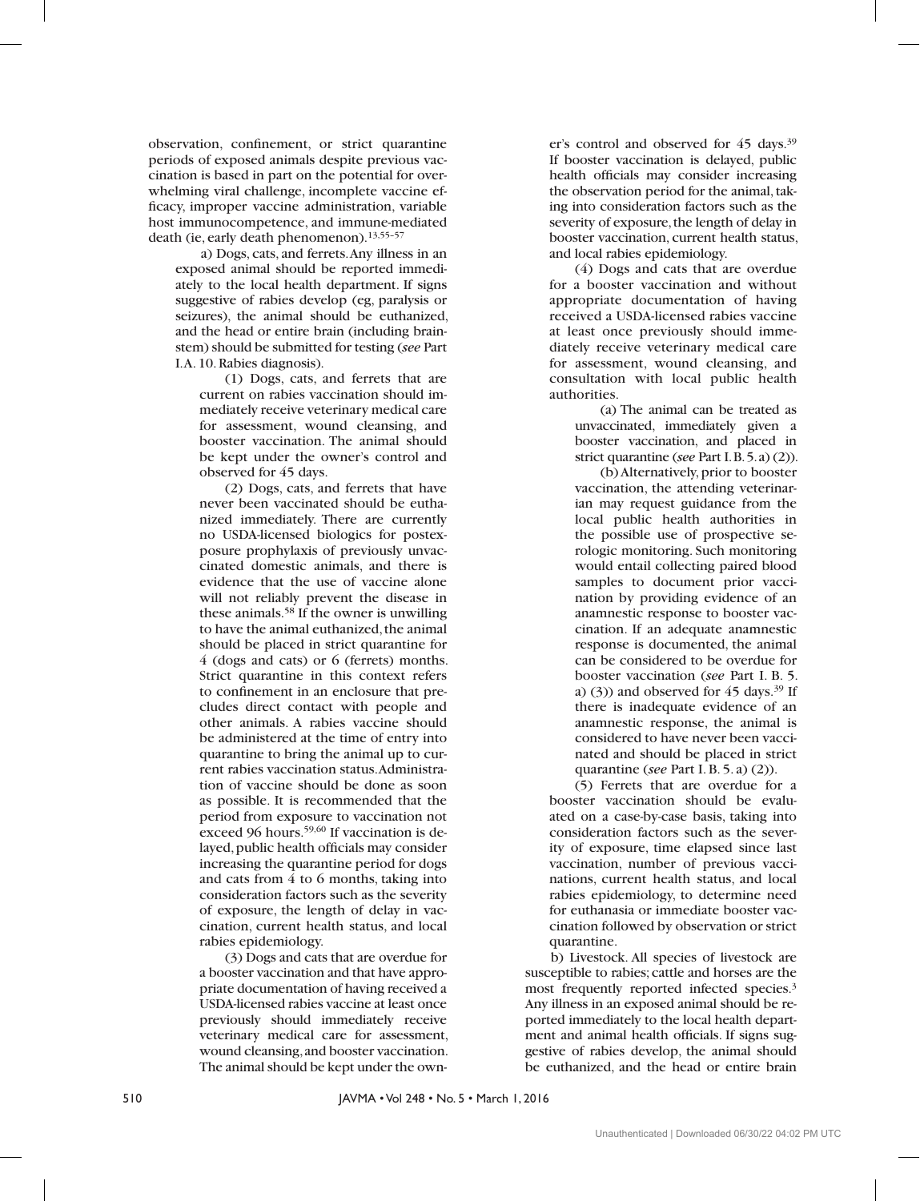observation, confinement, or strict quarantine periods of exposed animals despite previous vaccination is based in part on the potential for overwhelming viral challenge, incomplete vaccine efficacy, improper vaccine administration, variable host immunocompetence, and immune-mediated death (ie, early death phenomenon).[13,55–57]

a) Dogs, cats, and ferrets. Any illness in an exposed animal should be reported immediately to the local health department. If signs suggestive of rabies develop (eg, paralysis or seizures), the animal should be euthanized, and the head or entire brain (including brainstem) should be submitted for testing (*see* Part I.A. 10. Rabies diagnosis).

(1) Dogs, cats, and ferrets that are current on rabies vaccination should immediately receive veterinary medical care for assessment, wound cleansing, and booster vaccination. The animal should be kept under the owner's control and observed for 45 days.

(2) Dogs, cats, and ferrets that have never been vaccinated should be euthanized immediately. There are currently no USDA-licensed biologics for postexposure prophylaxis of previously unvaccinated domestic animals, and there is evidence that the use of vaccine alone will not reliably prevent the disease in these animals.[58] If the owner is unwilling to have the animal euthanized, the animal should be placed in strict quarantine for 4 (dogs and cats) or 6 (ferrets) months. Strict quarantine in this context refers to confinement in an enclosure that precludes direct contact with people and other animals. A rabies vaccine should be administered at the time of entry into quarantine to bring the animal up to current rabies vaccination status. Administration of vaccine should be done as soon as possible. It is recommended that the period from exposure to vaccination not exceed 96 hours.[59,60] If vaccination is delayed, public health officials may consider increasing the quarantine period for dogs and cats from 4 to 6 months, taking into consideration factors such as the severity of exposure, the length of delay in vaccination, current health status, and local rabies epidemiology.

(3) Dogs and cats that are overdue for a booster vaccination and that have appropriate documentation of having received a USDA-licensed rabies vaccine at least once previously should immediately receive veterinary medical care for assessment, wound cleansing, and booster vaccination. The animal should be kept under the owner's control and observed for 45 days.[39] If booster vaccination is delayed, public health officials may consider increasing the observation period for the animal, taking into consideration factors such as the severity of exposure, the length of delay in booster vaccination, current health status, and local rabies epidemiology.

(4) Dogs and cats that are overdue for a booster vaccination and without appropriate documentation of having received a USDA-licensed rabies vaccine at least once previously should immediately receive veterinary medical care for assessment, wound cleansing, and consultation with local public health authorities.

(a) The animal can be treated as unvaccinated, immediately given a booster vaccination, and placed in strict quarantine (*see* Part I. B. 5. a) (2)).

(b) Alternatively, prior to booster vaccination, the attending veterinarian may request guidance from the local public health authorities in the possible use of prospective serologic monitoring. Such monitoring would entail collecting paired blood samples to document prior vaccination by providing evidence of an anamnestic response to booster vaccination. If an adequate anamnestic response is documented, the animal can be considered to be overdue for booster vaccination (*see* Part I. B. 5. a) (3)) and observed for 45 days.[39] If there is inadequate evidence of an anamnestic response, the animal is considered to have never been vaccinated and should be placed in strict quarantine (*see* Part I. B. 5. a) (2)).

(5) Ferrets that are overdue for a booster vaccination should be evaluated on a case-by-case basis, taking into consideration factors such as the severity of exposure, time elapsed since last vaccination, number of previous vaccinations, current health status, and local rabies epidemiology, to determine need for euthanasia or immediate booster vaccination followed by observation or strict quarantine.

b) Livestock. All species of livestock are susceptible to rabies; cattle and horses are the most frequently reported infected species.[3] Any illness in an exposed animal should be reported immediately to the local health department and animal health officials. If signs suggestive of rabies develop, the animal should be euthanized, and the head or entire brain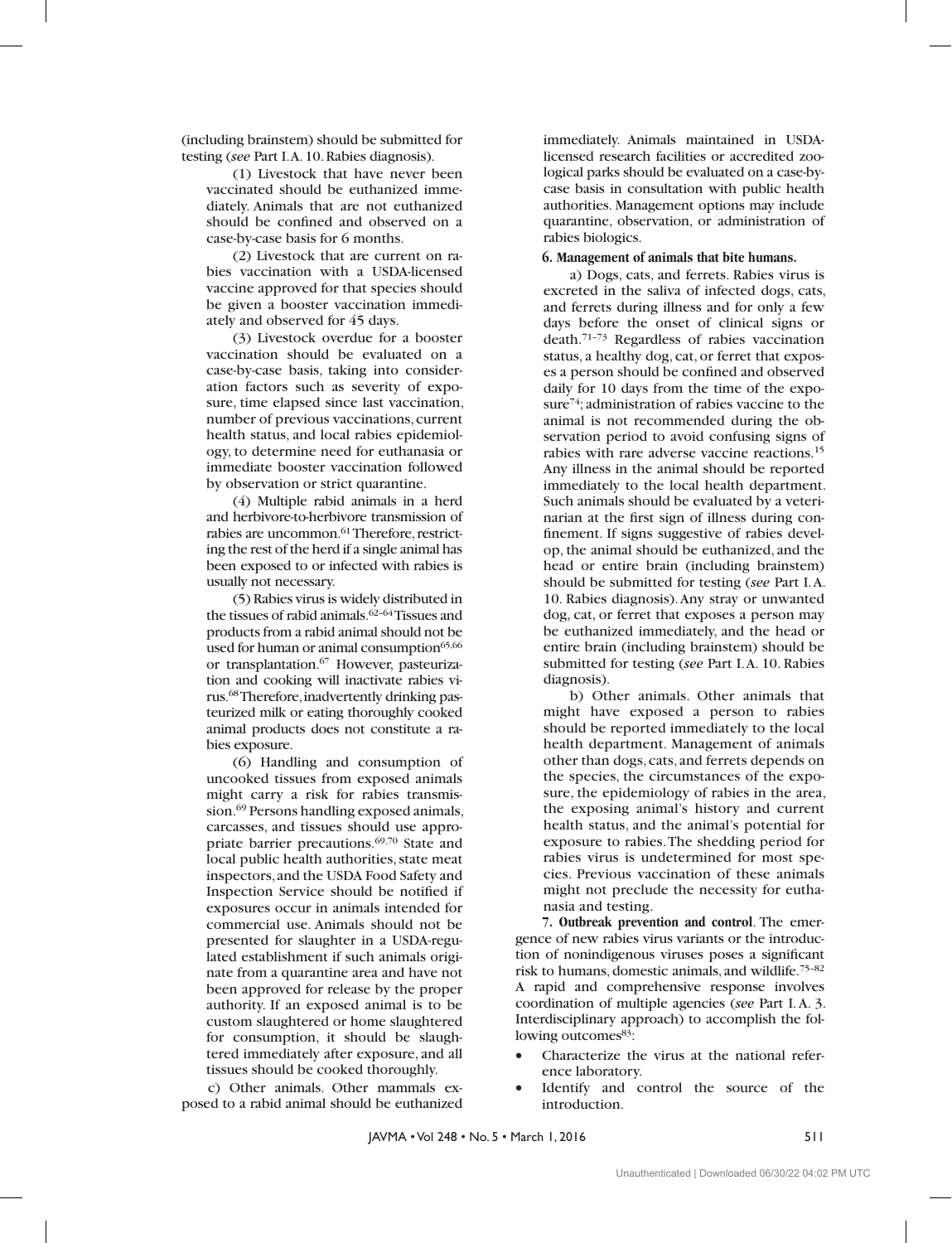(including brainstem) should be submitted for testing (*see* Part I.A. 10. Rabies diagnosis).

(1) Livestock that have never been vaccinated should be euthanized immediately. Animals that are not euthanized should be confined and observed on a case-by-case basis for 6 months.

(2) Livestock that are current on rabies vaccination with a USDA-licensed vaccine approved for that species should be given a booster vaccination immediately and observed for 45 days.

(3) Livestock overdue for a booster vaccination should be evaluated on a case-by-case basis, taking into consideration factors such as severity of exposure, time elapsed since last vaccination, number of previous vaccinations, current health status, and local rabies epidemiology, to determine need for euthanasia or immediate booster vaccination followed by observation or strict quarantine.

(4) Multiple rabid animals in a herd and herbivore-to-herbivore transmission of rabies are uncommon.[61] Therefore, restricting the rest of the herd if a single animal has been exposed to or infected with rabies is usually not necessary.

(5) Rabies virus is widely distributed in the tissues of rabid animals.[62–64] Tissues and products from a rabid animal should not be used for human or animal consumption[65,66] or transplantation.[67] However, pasteurization and cooking will inactivate rabies virus.[68] Therefore, inadvertently drinking pasteurized milk or eating thoroughly cooked animal products does not constitute a rabies exposure.

(6) Handling and consumption of uncooked tissues from exposed animals might carry a risk for rabies transmission.[69] Persons handling exposed animals, carcasses, and tissues should use appropriate barrier precautions.[69,70] State and local public health authorities, state meat inspectors, and the USDA Food Safety and Inspection Service should be notified if exposures occur in animals intended for commercial use. Animals should not be presented for slaughter in a USDA-regulated establishment if such animals originate from a quarantine area and have not been approved for release by the proper authority. If an exposed animal is to be custom slaughtered or home slaughtered for consumption, it should be slaughtered immediately after exposure, and all tissues should be cooked thoroughly.

c) Other animals. Other mammals exposed to a rabid animal should be euthanized immediately. Animals maintained in USDA-licensed research facilities or accredited zoological parks should be evaluated on a case-by-case basis in consultation with public health authorities. Management options may include quarantine, observation, or administration of rabies biologics.

**6. Management of animals that bite humans.**

a) Dogs, cats, and ferrets. Rabies virus is excreted in the saliva of infected dogs, cats, and ferrets during illness and for only a few days before the onset of clinical signs or death.[71–73] Regardless of rabies vaccination status, a healthy dog, cat, or ferret that exposes a person should be confined and observed daily for 10 days from the time of the exposure[74]; administration of rabies vaccine to the animal is not recommended during the observation period to avoid confusing signs of rabies with rare adverse vaccine reactions.[15] Any illness in the animal should be reported immediately to the local health department. Such animals should be evaluated by a veterinarian at the first sign of illness during confinement. If signs suggestive of rabies develop, the animal should be euthanized, and the head or entire brain (including brainstem) should be submitted for testing (*see* Part I.A. 10. Rabies diagnosis). Any stray or unwanted dog, cat, or ferret that exposes a person may be euthanized immediately, and the head or entire brain (including brainstem) should be submitted for testing (*see* Part I.A. 10. Rabies diagnosis).

b) Other animals. Other animals that might have exposed a person to rabies should be reported immediately to the local health department. Management of animals other than dogs, cats, and ferrets depends on the species, the circumstances of the exposure, the epidemiology of rabies in the area, the exposing animal's history and current health status, and the animal's potential for exposure to rabies. The shedding period for rabies virus is undetermined for most species. Previous vaccination of these animals might not preclude the necessity for euthanasia and testing.

**7. Outbreak prevention and control**. The emergence of new rabies virus variants or the introduction of nonindigenous viruses poses a significant risk to humans, domestic animals, and wildlife.[75–82] A rapid and comprehensive response involves coordination of multiple agencies (*see* Part I.A. 3. Interdisciplinary approach) to accomplish the following outcomes[83]:

- Characterize the virus at the national reference laboratory.
- Identify and control the source of the introduction.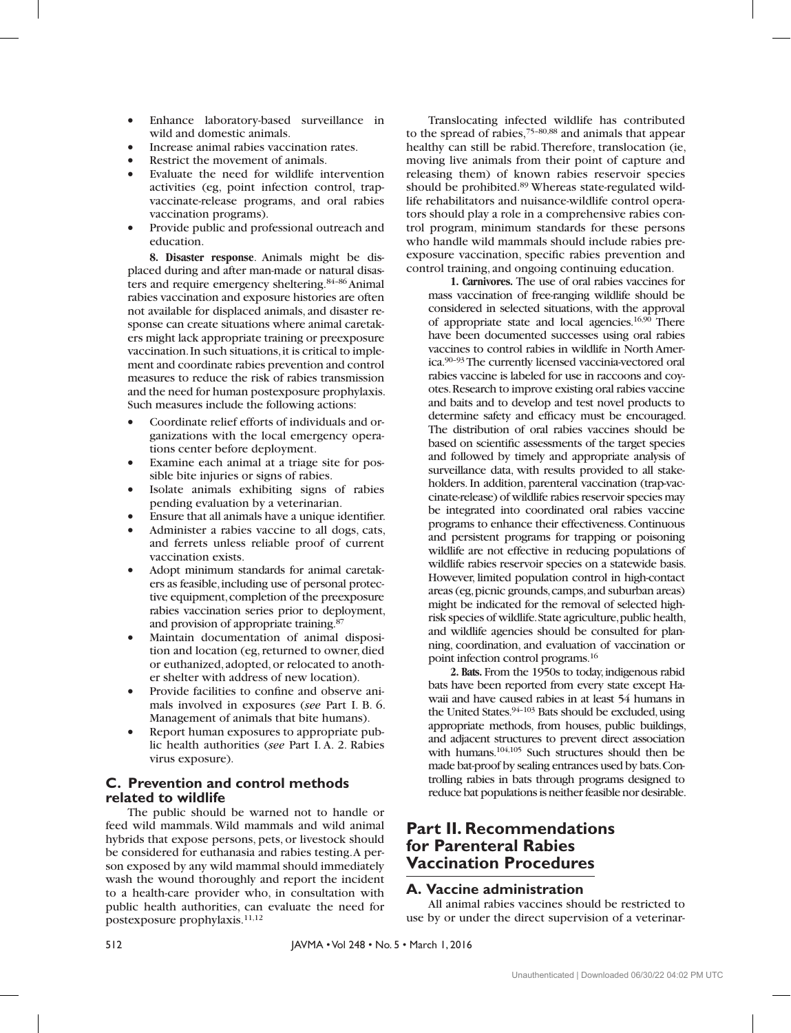- Enhance laboratory-based surveillance in wild and domestic animals.
- Increase animal rabies vaccination rates.
- Restrict the movement of animals.
- Evaluate the need for wildlife intervention activities (eg, point infection control, trap-vaccinate-release programs, and oral rabies vaccination programs).
- Provide public and professional outreach and education.

**8. Disaster response**. Animals might be displaced during and after man-made or natural disasters and require emergency sheltering.[84–86] Animal rabies vaccination and exposure histories are often not available for displaced animals, and disaster response can create situations where animal caretakers might lack appropriate training or preexposure vaccination. In such situations, it is critical to implement and coordinate rabies prevention and control measures to reduce the risk of rabies transmission and the need for human postexposure prophylaxis. Such measures include the following actions:

- Coordinate relief efforts of individuals and organizations with the local emergency operations center before deployment.
- Examine each animal at a triage site for possible bite injuries or signs of rabies.
- Isolate animals exhibiting signs of rabies pending evaluation by a veterinarian.
- Ensure that all animals have a unique identifier.
- Administer a rabies vaccine to all dogs, cats, and ferrets unless reliable proof of current vaccination exists.
- Adopt minimum standards for animal caretakers as feasible, including use of personal protective equipment, completion of the preexposure rabies vaccination series prior to deployment, and provision of appropriate training.[87]
- Maintain documentation of animal disposition and location (eg, returned to owner, died or euthanized, adopted, or relocated to another shelter with address of new location).
- Provide facilities to confine and observe animals involved in exposures (*see* Part I. B. 6. Management of animals that bite humans).
- Report human exposures to appropriate public health authorities (*see* Part I. A. 2. Rabies virus exposure).

## C. Prevention and control methods related to wildlife

The public should be warned not to handle or feed wild mammals. Wild mammals and wild animal hybrids that expose persons, pets, or livestock should be considered for euthanasia and rabies testing. A person exposed by any wild mammal should immediately wash the wound thoroughly and report the incident to a health-care provider who, in consultation with public health authorities, can evaluate the need for postexposure prophylaxis.[11,12]

Translocating infected wildlife has contributed to the spread of rabies,[75–80,88] and animals that appear healthy can still be rabid. Therefore, translocation (ie, moving live animals from their point of capture and releasing them) of known rabies reservoir species should be prohibited.[89] Whereas state-regulated wildlife rehabilitators and nuisance-wildlife control operators should play a role in a comprehensive rabies control program, minimum standards for these persons who handle wild mammals should include rabies preexposure vaccination, specific rabies prevention and control training, and ongoing continuing education.

**1. Carnivores.** The use of oral rabies vaccines for mass vaccination of free-ranging wildlife should be considered in selected situations, with the approval of appropriate state and local agencies.[16,90] There have been documented successes using oral rabies vaccines to control rabies in wildlife in North America.[90–93] The currently licensed vaccinia-vectored oral rabies vaccine is labeled for use in raccoons and coyotes. Research to improve existing oral rabies vaccine and baits and to develop and test novel products to determine safety and efficacy must be encouraged. The distribution of oral rabies vaccines should be based on scientific assessments of the target species and followed by timely and appropriate analysis of surveillance data, with results provided to all stakeholders. In addition, parenteral vaccination (trap-vaccinate-release) of wildlife rabies reservoir species may be integrated into coordinated oral rabies vaccine programs to enhance their effectiveness. Continuous and persistent programs for trapping or poisoning wildlife are not effective in reducing populations of wildlife rabies reservoir species on a statewide basis. However, limited population control in high-contact areas (eg, picnic grounds, camps, and suburban areas) might be indicated for the removal of selected high-risk species of wildlife. State agriculture, public health, and wildlife agencies should be consulted for planning, coordination, and evaluation of vaccination or point infection control programs.[16]

**2. Bats.** From the 1950s to today, indigenous rabid bats have been reported from every state except Hawaii and have caused rabies in at least 54 humans in the United States.[94–103] Bats should be excluded, using appropriate methods, from houses, public buildings, and adjacent structures to prevent direct association with humans.[104,105] Such structures should then be made bat-proof by sealing entrances used by bats. Controlling rabies in bats through programs designed to reduce bat populations is neither feasible nor desirable.

# Part II. Recommendations for Parenteral Rabies Vaccination Procedures

## A. Vaccine administration

All animal rabies vaccines should be restricted to use by or under the direct supervision of a veterinar-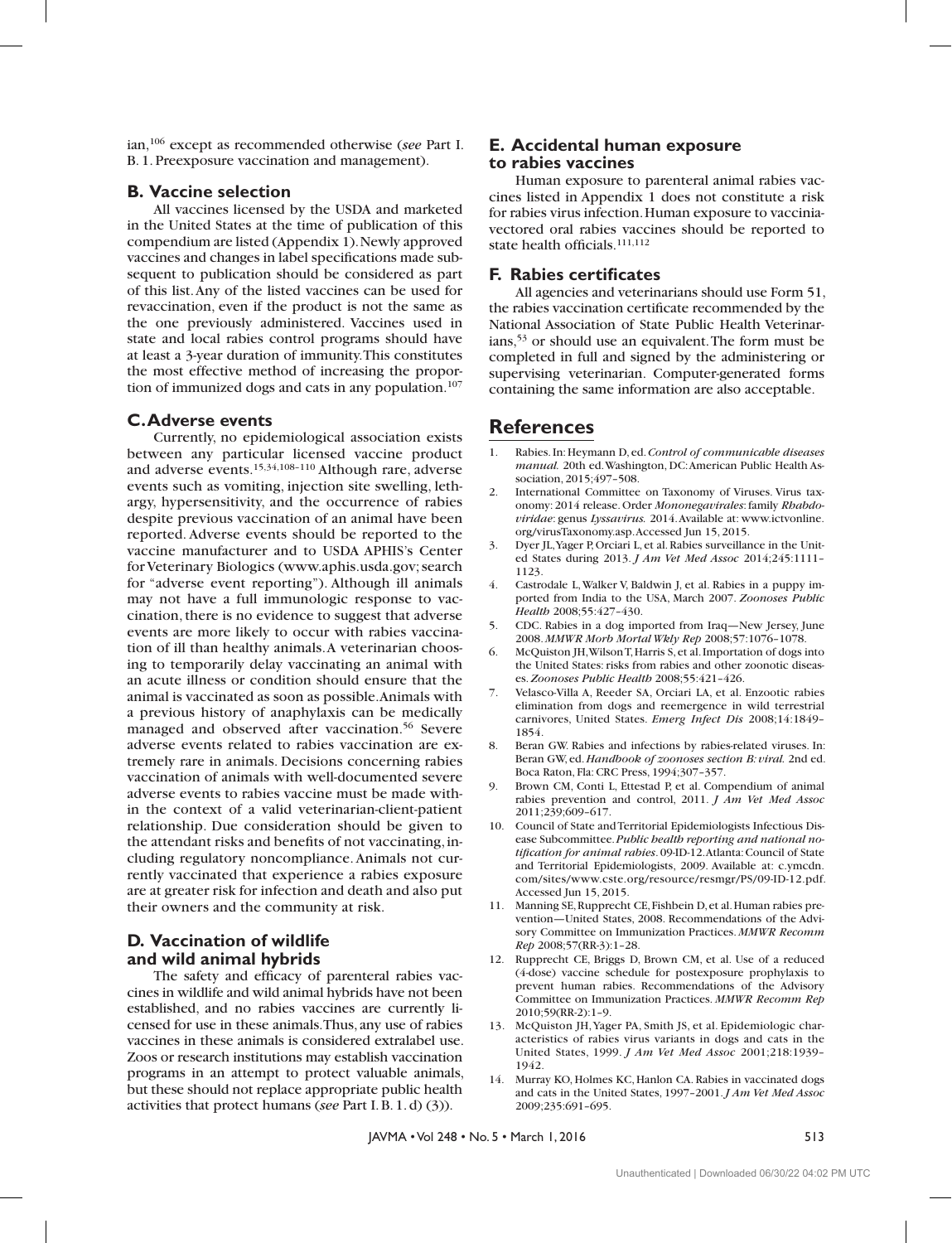ian,[106] except as recommended otherwise (*see* Part I. B. 1. Preexposure vaccination and management).

## B. Vaccine selection

All vaccines licensed by the USDA and marketed in the United States at the time of publication of this compendium are listed (Appendix 1). Newly approved vaccines and changes in label specifications made subsequent to publication should be considered as part of this list. Any of the listed vaccines can be used for revaccination, even if the product is not the same as the one previously administered. Vaccines used in state and local rabies control programs should have at least a 3-year duration of immunity. This constitutes the most effective method of increasing the proportion of immunized dogs and cats in any population.[107]

## C. Adverse events

Currently, no epidemiological association exists between any particular licensed vaccine product and adverse events.[15,34,108–110] Although rare, adverse events such as vomiting, injection site swelling, lethargy, hypersensitivity, and the occurrence of rabies despite previous vaccination of an animal have been reported. Adverse events should be reported to the vaccine manufacturer and to USDA APHIS's Center for Veterinary Biologics (www.aphis.usda.gov; search for "adverse event reporting"). Although ill animals may not have a full immunologic response to vaccination, there is no evidence to suggest that adverse events are more likely to occur with rabies vaccination of ill than healthy animals. A veterinarian choosing to temporarily delay vaccinating an animal with an acute illness or condition should ensure that the animal is vaccinated as soon as possible. Animals with a previous history of anaphylaxis can be medically managed and observed after vaccination.[56] Severe adverse events related to rabies vaccination are extremely rare in animals. Decisions concerning rabies vaccination of animals with well-documented severe adverse events to rabies vaccine must be made within the context of a valid veterinarian-client-patient relationship. Due consideration should be given to the attendant risks and benefits of not vaccinating, including regulatory noncompliance. Animals not currently vaccinated that experience a rabies exposure are at greater risk for infection and death and also put their owners and the community at risk.

## D. Vaccination of wildlife and wild animal hybrids

The safety and efficacy of parenteral rabies vaccines in wildlife and wild animal hybrids have not been established, and no rabies vaccines are currently licensed for use in these animals. Thus, any use of rabies vaccines in these animals is considered extralabel use. Zoos or research institutions may establish vaccination programs in an attempt to protect valuable animals, but these should not replace appropriate public health activities that protect humans (*see* Part I. B. 1. d) (3)).

## E. Accidental human exposure to rabies vaccines

Human exposure to parenteral animal rabies vaccines listed in Appendix 1 does not constitute a risk for rabies virus infection. Human exposure to vaccinia-vectored oral rabies vaccines should be reported to state health officials.[111,112]

## F. Rabies certificates

All agencies and veterinarians should use Form 51, the rabies vaccination certificate recommended by the National Association of State Public Health Veterinarians,[53] or should use an equivalent. The form must be completed in full and signed by the administering or supervising veterinarian. Computer-generated forms containing the same information are also acceptable.

# References

1. Rabies. In: Heymann D, ed. *Control of communicable diseases manual.* 20th ed. Washington, DC: American Public Health Association, 2015;497–508.
2. International Committee on Taxonomy of Viruses. Virus taxonomy: 2014 release. Order *Mononegavirales*: family *Rhabdoviridae*: genus *Lyssavirus.* 2014. Available at: www.ictvonline.org/virusTaxonomy.asp. Accessed Jun 15, 2015.
3. Dyer JL, Yager P, Orciari L, et al. Rabies surveillance in the United States during 2013. *J Am Vet Med Assoc* 2014;245:1111–1123.
4. Castrodale L, Walker V, Baldwin J, et al. Rabies in a puppy imported from India to the USA, March 2007. *Zoonoses Public Health* 2008;55:427–430.
5. CDC. Rabies in a dog imported from Iraq—New Jersey, June 2008. *MMWR Morb Mortal Wkly Rep* 2008;57:1076–1078.
6. McQuiston JH, Wilson T, Harris S, et al. Importation of dogs into the United States: risks from rabies and other zoonotic diseases. *Zoonoses Public Health* 2008;55:421–426.
7. Velasco-Villa A, Reeder SA, Orciari LA, et al. Enzootic rabies elimination from dogs and reemergence in wild terrestrial carnivores, United States. *Emerg Infect Dis* 2008;14:1849–1854.
8. Beran GW. Rabies and infections by rabies-related viruses. In: Beran GW, ed. *Handbook of zoonoses section B: viral.* 2nd ed. Boca Raton, Fla: CRC Press, 1994;307–357.
9. Brown CM, Conti L, Ettestad P, et al. Compendium of animal rabies prevention and control, 2011. *J Am Vet Med Assoc* 2011;239;609–617.
10. Council of State and Territorial Epidemiologists Infectious Disease Subcommittee. *Public health reporting and national notification for animal rabies*. 09-ID-12. Atlanta: Council of State and Territorial Epidemiologists, 2009. Available at: c.ymcdn.com/sites/www.cste.org/resource/resmgr/PS/09-ID-12.pdf. Accessed Jun 15, 2015.
11. Manning SE, Rupprecht CE, Fishbein D, et al. Human rabies prevention—United States, 2008. Recommendations of the Advisory Committee on Immunization Practices. *MMWR Recomm Rep* 2008;57(RR-3):1–28.
12. Rupprecht CE, Briggs D, Brown CM, et al. Use of a reduced (4-dose) vaccine schedule for postexposure prophylaxis to prevent human rabies. Recommendations of the Advisory Committee on Immunization Practices. *MMWR Recomm Rep* 2010;59(RR-2):1–9.
13. McQuiston JH, Yager PA, Smith JS, et al. Epidemiologic characteristics of rabies virus variants in dogs and cats in the United States, 1999. *J Am Vet Med Assoc* 2001;218:1939–1942.
14. Murray KO, Holmes KC, Hanlon CA. Rabies in vaccinated dogs and cats in the United States, 1997–2001. *J Am Vet Med Assoc* 2009;235:691–695.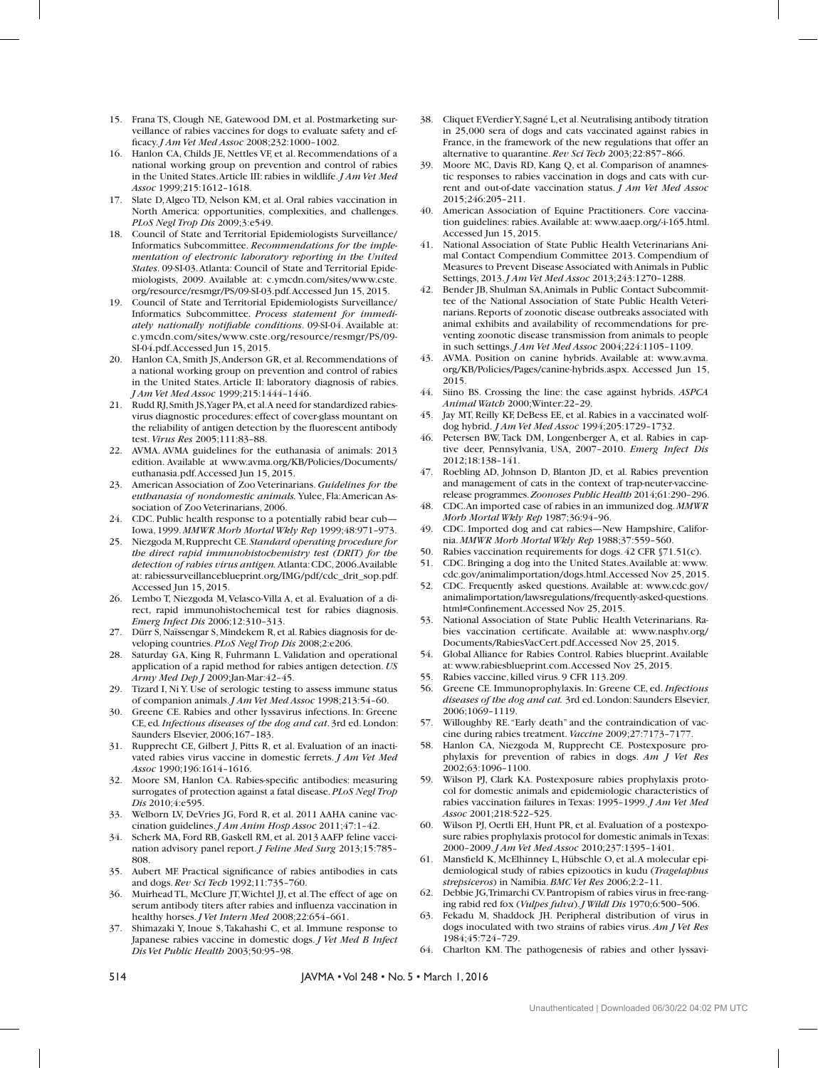15. Frana TS, Clough NE, Gatewood DM, et al. Postmarketing surveillance of rabies vaccines for dogs to evaluate safety and efficacy. *J Am Vet Med Assoc* 2008;232:1000–1002.
16. Hanlon CA, Childs JE, Nettles VF, et al. Recommendations of a national working group on prevention and control of rabies in the United States. Article III: rabies in wildlife. *J Am Vet Med Assoc* 1999;215:1612–1618.
17. Slate D, Algeo TD, Nelson KM, et al. Oral rabies vaccination in North America: opportunities, complexities, and challenges. *PLoS Negl Trop Dis* 2009;3:e549.
18. Council of State and Territorial Epidemiologists Surveillance/Informatics Subcommittee. *Recommendations for the implementation of electronic laboratory reporting in the United States*. 09-SI-03. Atlanta: Council of State and Territorial Epidemiologists, 2009. Available at: c.ymcdn.com/sites/www.cste.org/resource/resmgr/PS/09-SI-03.pdf. Accessed Jun 15, 2015.
19. Council of State and Territorial Epidemiologists Surveillance/Informatics Subcommittee. *Process statement for immediately nationally notifiable conditions*. 09-SI-04. Available at: c.ymcdn.com/sites/www.cste.org/resource/resmgr/PS/09-SI-04.pdf. Accessed Jun 15, 2015.
20. Hanlon CA, Smith JS, Anderson GR, et al. Recommendations of a national working group on prevention and control of rabies in the United States. Article II: laboratory diagnosis of rabies. *J Am Vet Med Assoc* 1999;215:1444–1446.
21. Rudd RJ, Smith JS, Yager PA, et al. A need for standardized rabies-virus diagnostic procedures: effect of cover-glass mountant on the reliability of antigen detection by the fluorescent antibody test. *Virus Res* 2005;111:83–88.
22. AVMA. AVMA guidelines for the euthanasia of animals: 2013 edition. Available at www.avma.org/KB/Policies/Documents/euthanasia.pdf. Accessed Jun 15, 2015.
23. American Association of Zoo Veterinarians. *Guidelines for the euthanasia of nondomestic animals*. Yulee, Fla: American Association of Zoo Veterinarians, 2006.
24. CDC. Public health response to a potentially rabid bear cub—Iowa, 1999. *MMWR Morb Mortal Wkly Rep* 1999;48:971–973.
25. Niezgoda M, Rupprecht CE. *Standard operating procedure for the direct rapid immunohistochemistry test (DRIT) for the detection of rabies virus antigen*. Atlanta: CDC, 2006. Available at: rabiessurveillanceblueprint.org/IMG/pdf/cdc_drit_sop.pdf. Accessed Jun 15, 2015.
26. Lembo T, Niezgoda M, Velasco-Villa A, et al. Evaluation of a direct, rapid immunohistochemical test for rabies diagnosis. *Emerg Infect Dis* 2006;12:310–313.
27. Dürr S, Naïssengar S, Mindekem R, et al. Rabies diagnosis for developing countries. *PLoS Negl Trop Dis* 2008;2:e206.
28. Saturday GA, King R, Fuhrmann L. Validation and operational application of a rapid method for rabies antigen detection. *US Army Med Dep J* 2009;Jan-Mar:42–45.
29. Tizard I, Ni Y. Use of serologic testing to assess immune status of companion animals. *J Am Vet Med Assoc* 1998;213:54–60.
30. Greene CE. Rabies and other lyssavirus infections. In: Greene CE, ed. *Infectious diseases of the dog and cat*. 3rd ed. London: Saunders Elsevier, 2006;167–183.
31. Rupprecht CE, Gilbert J, Pitts R, et al. Evaluation of an inactivated rabies virus vaccine in domestic ferrets. *J Am Vet Med Assoc* 1990;196:1614–1616.
32. Moore SM, Hanlon CA. Rabies-specific antibodies: measuring surrogates of protection against a fatal disease. *PLoS Negl Trop Dis* 2010;4:e595.
33. Welborn LV, DeVries JG, Ford R, et al. 2011 AAHA canine vaccination guidelines. *J Am Anim Hosp Assoc* 2011;47:1–42.
34. Scherk MA, Ford RB, Gaskell RM, et al. 2013 AAFP feline vaccination advisory panel report. *J Feline Med Surg* 2013;15:785–808.
35. Aubert MF. Practical significance of rabies antibodies in cats and dogs. *Rev Sci Tech* 1992;11:735–760.
36. Muirhead TL, McClure JT, Wichtel JJ, et al. The effect of age on serum antibody titers after rabies and influenza vaccination in healthy horses. *J Vet Intern Med* 2008;22:654–661.
37. Shimazaki Y, Inoue S, Takahashi C, et al. Immune response to Japanese rabies vaccine in domestic dogs. *J Vet Med B Infect Dis Vet Public Health* 2003;50:95–98.
38. Cliquet F, Verdier Y, Sagné L, et al. Neutralising antibody titration in 25,000 sera of dogs and cats vaccinated against rabies in France, in the framework of the new regulations that offer an alternative to quarantine. *Rev Sci Tech* 2003;22:857–866.
39. Moore MC, Davis RD, Kang Q, et al. Comparison of anamnestic responses to rabies vaccination in dogs and cats with current and out-of-date vaccination status. *J Am Vet Med Assoc* 2015;246:205–211.
40. American Association of Equine Practitioners. Core vaccination guidelines: rabies. Available at: www.aaep.org/-i-165.html. Accessed Jun 15, 2015.
41. National Association of State Public Health Veterinarians Animal Contact Compendium Committee 2013. Compendium of Measures to Prevent Disease Associated with Animals in Public Settings, 2013. *J Am Vet Med Assoc* 2013;243:1270–1288.
42. Bender JB, Shulman SA, Animals in Public Contact Subcommittee of the National Association of State Public Health Veterinarians. Reports of zoonotic disease outbreaks associated with animal exhibits and availability of recommendations for preventing zoonotic disease transmission from animals to people in such settings. *J Am Vet Med Assoc* 2004;224:1105–1109.
43. AVMA. Position on canine hybrids. Available at: www.avma.org/KB/Policies/Pages/canine-hybrids.aspx. Accessed Jun 15, 2015.
44. Siino BS. Crossing the line: the case against hybrids. *ASPCA Animal Watch* 2000;Winter:22–29.
45. Jay MT, Reilly KF, DeBess EE, et al. Rabies in a vaccinated wolf-dog hybrid. *J Am Vet Med Assoc* 1994;205:1729–1732.
46. Petersen BW, Tack DM, Longenberger A, et al. Rabies in captive deer, Pennsylvania, USA, 2007–2010. *Emerg Infect Dis* 2012;18:138–141.
47. Roebling AD, Johnson D, Blanton JD, et al. Rabies prevention and management of cats in the context of trap-neuter-vaccine-release programmes. *Zoonoses Public Health* 2014;61:290–296.
48. CDC. An imported case of rabies in an immunized dog. *MMWR Morb Mortal Wkly Rep* 1987;36:94–96.
49. CDC. Imported dog and cat rabies—New Hampshire, California. *MMWR Morb Mortal Wkly Rep* 1988;37:559–560.
50. Rabies vaccination requirements for dogs. 42 CFR §71.51(c).
51. CDC. Bringing a dog into the United States. Available at: www.cdc.gov/animalimportation/dogs.html. Accessed Nov 25, 2015.
52. CDC. Frequently asked questions. Available at: www.cdc.gov/animalimportation/lawsregulations/frequently-asked-questions.html#Confinement. Accessed Nov 25, 2015.
53. National Association of State Public Health Veterinarians. Rabies vaccination certificate. Available at: www.nasphv.org/Documents/RabiesVacCert.pdf. Accessed Nov 25, 2015.
54. Global Alliance for Rabies Control. Rabies blueprint. Available at: www.rabiesblueprint.com. Accessed Nov 25, 2015.
55. Rabies vaccine, killed virus. 9 CFR 113.209.
56. Greene CE. Immunoprophylaxis. In: Greene CE, ed. *Infectious diseases of the dog and cat*. 3rd ed. London: Saunders Elsevier, 2006;1069–1119.
57. Willoughby RE. "Early death" and the contraindication of vaccine during rabies treatment. *Vaccine* 2009;27:7173–7177.
58. Hanlon CA, Niezgoda M, Rupprecht CE. Postexposure prophylaxis for prevention of rabies in dogs. *Am J Vet Res* 2002;63:1096–1100.
59. Wilson PJ, Clark KA. Postexposure rabies prophylaxis protocol for domestic animals and epidemiologic characteristics of rabies vaccination failures in Texas: 1995–1999. *J Am Vet Med Assoc* 2001;218:522–525.
60. Wilson PJ, Oertli EH, Hunt PR, et al. Evaluation of a postexposure rabies prophylaxis protocol for domestic animals in Texas: 2000–2009. *J Am Vet Med Assoc* 2010;237:1395–1401.
61. Mansfield K, McElhinney L, Hübschle O, et al. A molecular epidemiological study of rabies epizootics in kudu (*Tragelaphus strepsiceros*) in Namibia. *BMC Vet Res* 2006;2:2–11.
62. Debbie JG, Trimarchi CV. Pantropism of rabies virus in free-ranging rabid red fox (*Vulpes fulva*). *J Wildl Dis* 1970;6:500–506.
63. Fekadu M, Shaddock JH. Peripheral distribution of virus in dogs inoculated with two strains of rabies virus. *Am J Vet Res* 1984;45:724–729.
64. Charlton KM. The pathogenesis of rabies and other lyssavi-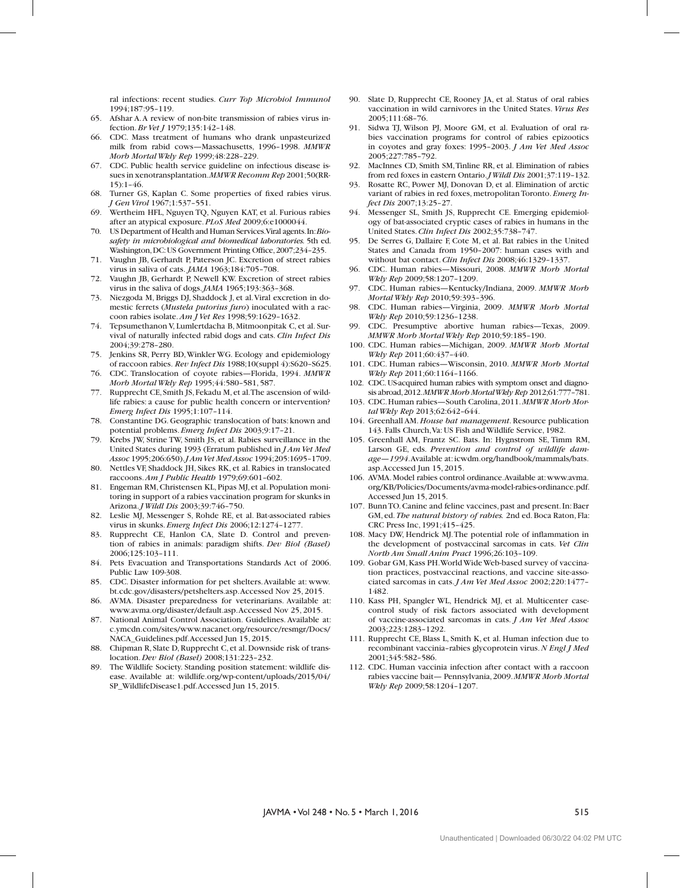ral infections: recent studies. *Curr Top Microbiol Immunol* 1994;187:95–119.

65. Afshar A. A review of non-bite transmission of rabies virus infection. *Br Vet J* 1979;135:142–148.
66. CDC. Mass treatment of humans who drank unpasteurized milk from rabid cows—Massachusetts, 1996–1998. *MMWR Morb Mortal Wkly Rep* 1999;48:228–229.
67. CDC. Public health service guideline on infectious disease issues in xenotransplantation. *MMWR Recomm Rep* 2001;50(RR-15):1–46.
68. Turner GS, Kaplan C. Some properties of fixed rabies virus. *J Gen Virol* 1967;1:537–551.
69. Wertheim HFL, Nguyen TQ, Nguyen KAT, et al. Furious rabies after an atypical exposure. *PLoS Med* 2009;6:e1000044.
70. US Department of Health and Human Services. Viral agents. In: *Biosafety in microbiological and biomedical laboratories.* 5th ed. Washington, DC: US Government Printing Office, 2007;234–235.
71. Vaughn JB, Gerhardt P, Paterson JC. Excretion of street rabies virus in saliva of cats. *JAMA* 1963;184:705–708.
72. Vaughn JB, Gerhardt P, Newell KW. Excretion of street rabies virus in the saliva of dogs. *JAMA* 1965;193:363–368.
73. Niezgoda M, Briggs DJ, Shaddock J, et al. Viral excretion in domestic ferrets (*Mustela putorius furo*) inoculated with a raccoon rabies isolate. *Am J Vet Res* 1998;59:1629–1632.
74. Tepsumethanon V, Lumlertdacha B, Mitmoonpitak C, et al. Survival of naturally infected rabid dogs and cats. *Clin Infect Dis* 2004;39:278–280.
75. Jenkins SR, Perry BD, Winkler WG. Ecology and epidemiology of raccoon rabies. *Rev Infect Dis* 1988;10(suppl 4):S620–S625.
76. CDC. Translocation of coyote rabies—Florida, 1994. *MMWR Morb Mortal Wkly Rep* 1995;44:580–581, 587.
77. Rupprecht CE, Smith JS, Fekadu M, et al. The ascension of wildlife rabies: a cause for public health concern or intervention? *Emerg Infect Dis* 1995;1:107–114.
78. Constantine DG. Geographic translocation of bats: known and potential problems. *Emerg Infect Dis* 2003;9:17–21.
79. Krebs JW, Strine TW, Smith JS, et al. Rabies surveillance in the United States during 1993 (Erratum published in *J Am Vet Med Assoc* 1995;206:650). *J Am Vet Med Assoc* 1994;205:1695–1709.
80. Nettles VF, Shaddock JH, Sikes RK, et al. Rabies in translocated raccoons. *Am J Public Health* 1979;69:601–602.
81. Engeman RM, Christensen KL, Pipas MJ, et al. Population monitoring in support of a rabies vaccination program for skunks in Arizona. *J Wildl Dis* 2003;39:746–750.
82. Leslie MJ, Messenger S, Rohde RE, et al. Bat-associated rabies virus in skunks. *Emerg Infect Dis* 2006;12:1274–1277.
83. Rupprecht CE, Hanlon CA, Slate D. Control and prevention of rabies in animals: paradigm shifts. *Dev Biol (Basel)* 2006;125:103–111.
84. Pets Evacuation and Transportations Standards Act of 2006. Public Law 109-308.
85. CDC. Disaster information for pet shelters. Available at: www.bt.cdc.gov/disasters/petshelters.asp. Accessed Nov 25, 2015.
86. AVMA. Disaster preparedness for veterinarians. Available at: www.avma.org/disaster/default.asp. Accessed Nov 25, 2015.
87. National Animal Control Association. Guidelines. Available at: c.ymcdn.com/sites/www.nacanet.org/resource/resmgr/Docs/NACA_Guidelines.pdf. Accessed Jun 15, 2015.
88. Chipman R, Slate D, Rupprecht C, et al. Downside risk of translocation. *Dev Biol (Basel)* 2008;131:223–232.
89. The Wildlife Society. Standing position statement: wildlife disease. Available at: wildlife.org/wp-content/uploads/2015/04/SP_WildlifeDisease1.pdf. Accessed Jun 15, 2015.
90. Slate D, Rupprecht CE, Rooney JA, et al. Status of oral rabies vaccination in wild carnivores in the United States. *Virus Res* 2005;111:68–76.
91. Sidwa TJ, Wilson PJ, Moore GM, et al. Evaluation of oral rabies vaccination programs for control of rabies epizootics in coyotes and gray foxes: 1995–2003. *J Am Vet Med Assoc* 2005;227:785–792.
92. MacInnes CD, Smith SM, Tinline RR, et al. Elimination of rabies from red foxes in eastern Ontario. *J Wildl Dis* 2001;37:119–132.
93. Rosatte RC, Power MJ, Donovan D, et al. Elimination of arctic variant of rabies in red foxes, metropolitan Toronto. *Emerg Infect Dis* 2007;13:25–27.
94. Messenger SL, Smith JS, Rupprecht CE. Emerging epidemiology of bat-associated cryptic cases of rabies in humans in the United States. *Clin Infect Dis* 2002;35:738–747.
95. De Serres G, Dallaire F, Cote M, et al. Bat rabies in the United States and Canada from 1950–2007: human cases with and without bat contact. *Clin Infect Dis* 2008;46:1329–1337.
96. CDC. Human rabies—Missouri, 2008. *MMWR Morb Mortal Wkly Rep* 2009;58:1207–1209.
97. CDC. Human rabies—Kentucky/Indiana, 2009. *MMWR Morb Mortal Wkly Rep* 2010;59:393–396.
98. CDC. Human rabies—Virginia, 2009. *MMWR Morb Mortal Wkly Rep* 2010;59:1236–1238.
99. CDC. Presumptive abortive human rabies—Texas, 2009. *MMWR Morb Mortal Wkly Rep* 2010;59:185–190.
100. CDC. Human rabies—Michigan, 2009. *MMWR Morb Mortal Wkly Rep* 2011;60:437–440.
101. CDC. Human rabies—Wisconsin, 2010. *MMWR Morb Mortal Wkly Rep* 2011;60:1164–1166.
102. CDC. US-acquired human rabies with symptom onset and diagnosis abroad, 2012. *MMWR Morb Mortal Wkly Rep* 2012;61:777–781.
103. CDC. Human rabies—South Carolina, 2011. *MMWR Morb Mortal Wkly Rep* 2013;62:642–644.
104. Greenhall AM. *House bat management*. Resource publication 143. Falls Church, Va: US Fish and Wildlife Service, 1982.
105. Greenhall AM, Frantz SC. Bats. In: Hygnstrom SE, Timm RM, Larson GE, eds. *Prevention and control of wildlife damage—1994*. Available at: icwdm.org/handbook/mammals/bats.asp. Accessed Jun 15, 2015.
106. AVMA. Model rabies control ordinance. Available at: www.avma.org/KB/Policies/Documents/avma-model-rabies-ordinance.pdf. Accessed Jun 15, 2015.
107. Bunn TO. Canine and feline vaccines, past and present. In: Baer GM, ed. *The natural history of rabies.* 2nd ed. Boca Raton, Fla: CRC Press Inc, 1991;415–425.
108. Macy DW, Hendrick MJ. The potential role of inflammation in the development of postvaccinal sarcomas in cats. *Vet Clin North Am Small Anim Pract* 1996;26:103–109.
109. Gobar GM, Kass PH. World Wide Web-based survey of vaccination practices, postvaccinal reactions, and vaccine site-associated sarcomas in cats. *J Am Vet Med Assoc* 2002;220:1477–1482.
110. Kass PH, Spangler WL, Hendrick MJ, et al. Multicenter case-control study of risk factors associated with development of vaccine-associated sarcomas in cats. *J Am Vet Med Assoc* 2003;223:1283–1292.
111. Rupprecht CE, Blass L, Smith K, et al. Human infection due to recombinant vaccinia–rabies glycoprotein virus. *N Engl J Med* 2001;345:582–586.
112. CDC. Human vaccinia infection after contact with a raccoon rabies vaccine bait— Pennsylvania, 2009. *MMWR Morb Mortal Wkly Rep* 2009;58:1204–1207.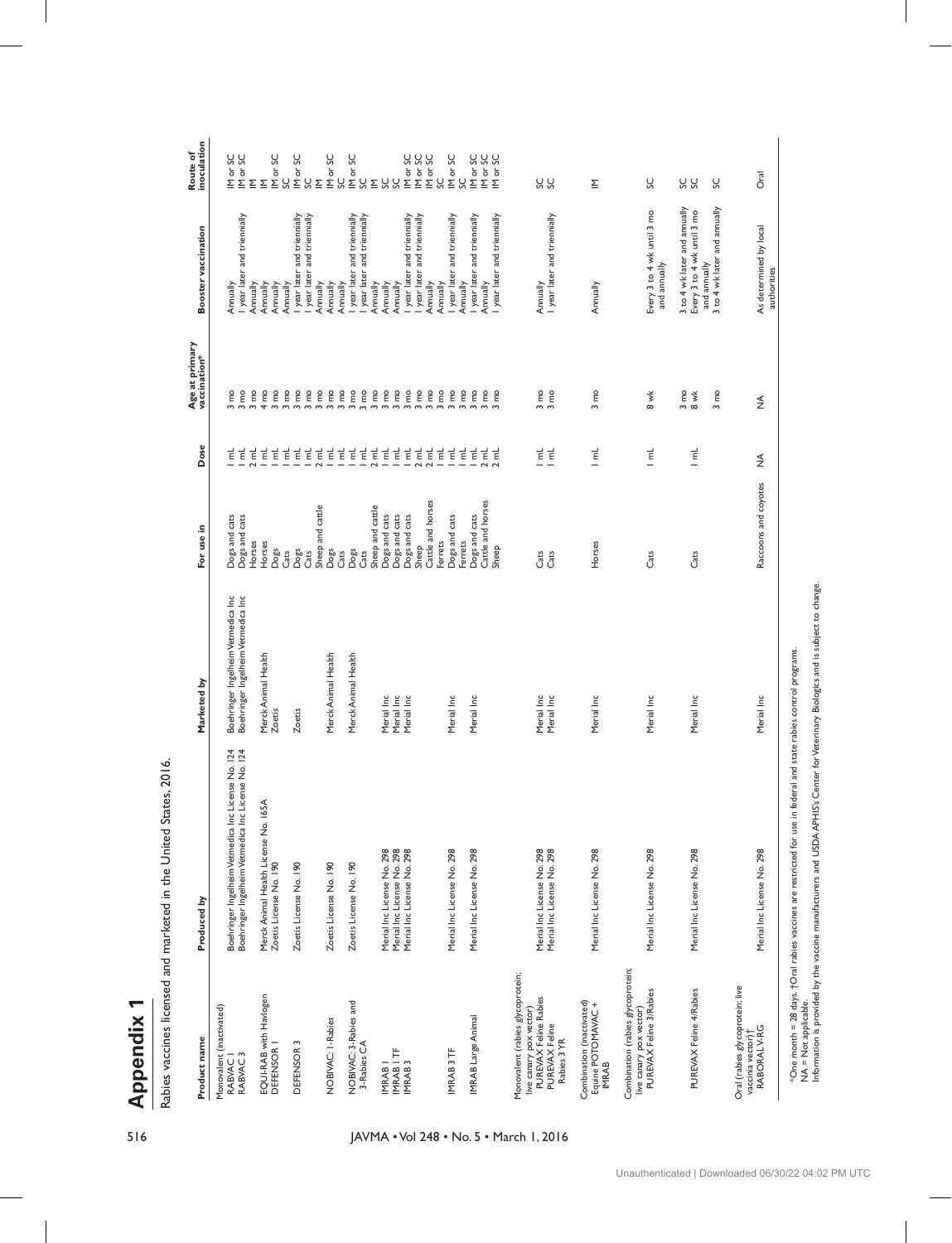# Appendix 1

Rabies vaccines licensed and marketed in the United States, 2016.

| Product name | Produced by | Marketed by | For use in | Dose | Age at primary vaccination* | Booster vaccination | Route of inoculation |
|---|---|---|---|---|---|---|---|
| Monovalent (inactivated) | | | | | | | |
| RABVAC 1 | Boehringer Ingelheim Vetmedica Inc License No. 124 | Boehringer Ingelheim Vetmedica Inc | Dogs and cats | 1 mL | 3 mo | Annually | IM or SC |
| RABVAC 3 | Boehringer Ingelheim Vetmedica Inc License No. 124 | Boehringer Ingelheim Vetmedica Inc | Dogs and cats | 1 mL | 3 mo | 1 year later and triennially | IM or SC |
| | | | Horses | 2 mL | 3 mo | Annually | IM |
| EQUI-RAB with Havlogen | Merck Animal Health License No. 165A | Merck Animal Health | Horses | 1 mL | 4 mo | Annually | IM |
| DEFENSOR 1 | Zoetis License No. 190 | Zoetis | Dogs | 1 mL | 3 mo | Annually | IM or SC |
| | | | Cats | 1 mL | 3 mo | Annually | SC |
| DEFENSOR 3 | Zoetis License No. 190 | Zoetis | Dogs | 1 mL | 3 mo | 1 year later and triennially | IM or SC |
| | | | Cats | 1 mL | 3 mo | 1 year later and triennially | SC |
| | | | Sheep and cattle | 2 mL | 3 mo | Annually | IM |
| NOBIVAC: 1-Rabies | Zoetis License No. 190 | Merck Animal Health | Dogs | 1 mL | 3 mo | Annually | IM or SC |
| | | | Cats | 1 mL | 3 mo | Annually | SC |
| NOBIVAC: 3-Rabies and 3-Rabies CA | Zoetis License No. 190 | Merck Animal Health | Dogs | 1 mL | 3 mo | 1 year later and triennially | IM or SC |
| | | | Cats | 1 mL | 3 mo | 1 year later and triennially | SC |
| | | | Sheep and cattle | 2 mL | 3 mo | Annually | IM |
| IMRAB 1 | Merial Inc License No. 298 | Merial Inc | Dogs and cats | 1 mL | 3 mo | Annually | SC |
| IMRAB 1 TF | Merial Inc License No. 298 | Merial Inc | Dogs and cats | 1 mL | 3 mo | Annually | SC |
| IMRAB 3 | Merial Inc License No. 298 | Merial Inc | Dogs and cats | 1 mL | 3 mo | 1 year later and triennially | IM or SC |
| | | | Sheep | 2 mL | 3 mo | 1 year later and triennially | IM or SC |
| | | | Cattle and horses | 2 mL | 3 mo | Annually | IM or SC |
| | | | Ferrets | 1 mL | 3 mo | Annually | SC |
| IMRAB 3 TF | Merial Inc License No. 298 | Merial Inc | Dogs and cats | 1 mL | 3 mo | 1 year later and triennially | IM or SC |
| | | | Ferrets | 1 mL | 3 mo | Annually | SC |
| IMRAB Large Animal | Merial Inc License No. 298 | Merial Inc | Dogs and cats | 1 mL | 3 mo | 1 year later and triennially | IM or SC |
| | | | Cattle and horses | 2 mL | 3 mo | Annually | IM or SC |
| | | | Sheep | 2 mL | 3 mo | 1 year later and triennially | IM or SC |
| Monovalent (rabies glycoprotein; live canary pox vector) | | | | | | | |
| PUREVAX Feline Rabies | Merial Inc License No. 298 | Merial Inc | Cats | 1 mL | 3 mo | Annually | SC |
| PUREVAX Feline Rabies 3 YR | Merial Inc License No. 298 | Merial Inc | Cats | 1 mL | 3 mo | 1 year later and triennially | SC |
| Combination (inactivated) | | | | | | | |
| Equine POTOMAVAC + IMRAB | Merial Inc License No. 298 | Merial Inc | Horses | 1 mL | 3 mo | Annually | IM |
| Combination (rabies glycoprotein; live canary pox vector) | | | | | | | |
| PUREVAX Feline 3/Rabies | Merial Inc License No. 298 | Merial Inc | Cats | 1 mL | 8 wk | Every 3 to 4 wk until 3 mo and annually | SC |
| PUREVAX Feline 4/Rabies | Merial Inc License No. 298 | Merial Inc | Cats | 1 mL | 3 mo | 3 to 4 wk later and annually | SC |
| | | | | | 8 wk | Every 3 to 4 wk until 3 mo and annually | SC |
| | | | | | 3 mo | 3 to 4 wk later and annually | SC |
| Oral (rabies glycoprotein; live vaccinia vector)† | | | | | | | |
| RABORAL V-RG | Merial Inc License No. 298 | Merial Inc | Raccoons and coyotes | NA | NA | As determined by local authorities | Oral |

*One month = 28 days. †Oral rabies vaccines are restricted for use in federal and state rabies control programs.

NA = Not applicable.

Information is provided by the vaccine manufacturers and USDA APHIS's Center for Veterinary Biologics and is subject to change.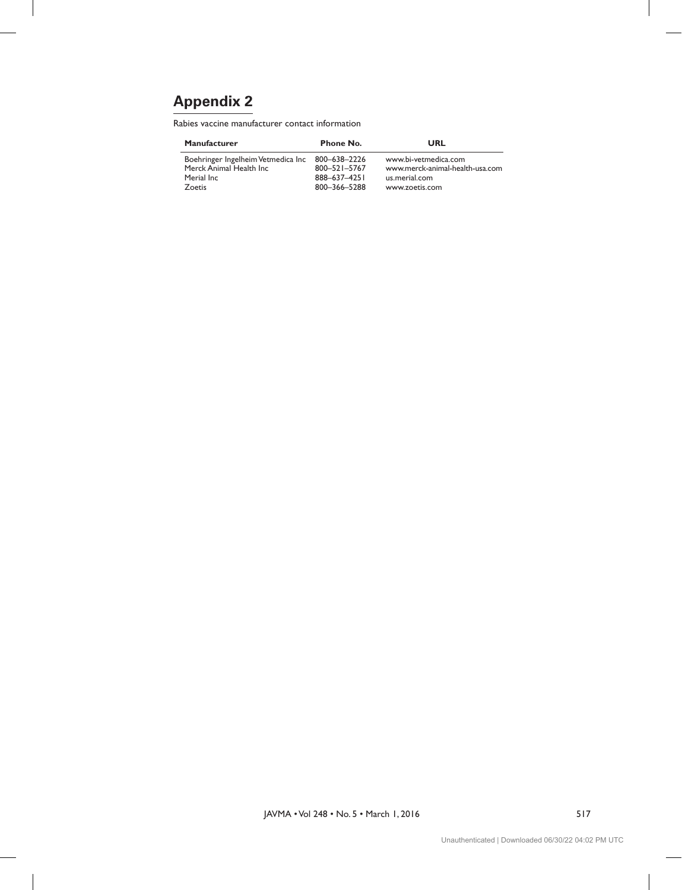## Appendix 2

Rabies vaccine manufacturer contact information

| Manufacturer | Phone No. | URL |
| --- | --- | --- |
| Boehringer Ingelheim Vetmedica Inc | 800–638–2226 | www.bi-vetmedica.com |
| Merck Animal Health Inc | 800–521–5767 | www.merck-animal-health-usa.com |
| Merial Inc | 888–637–4251 | us.merial.com |
| Zoetis | 800–366–5288 | www.zoetis.com |